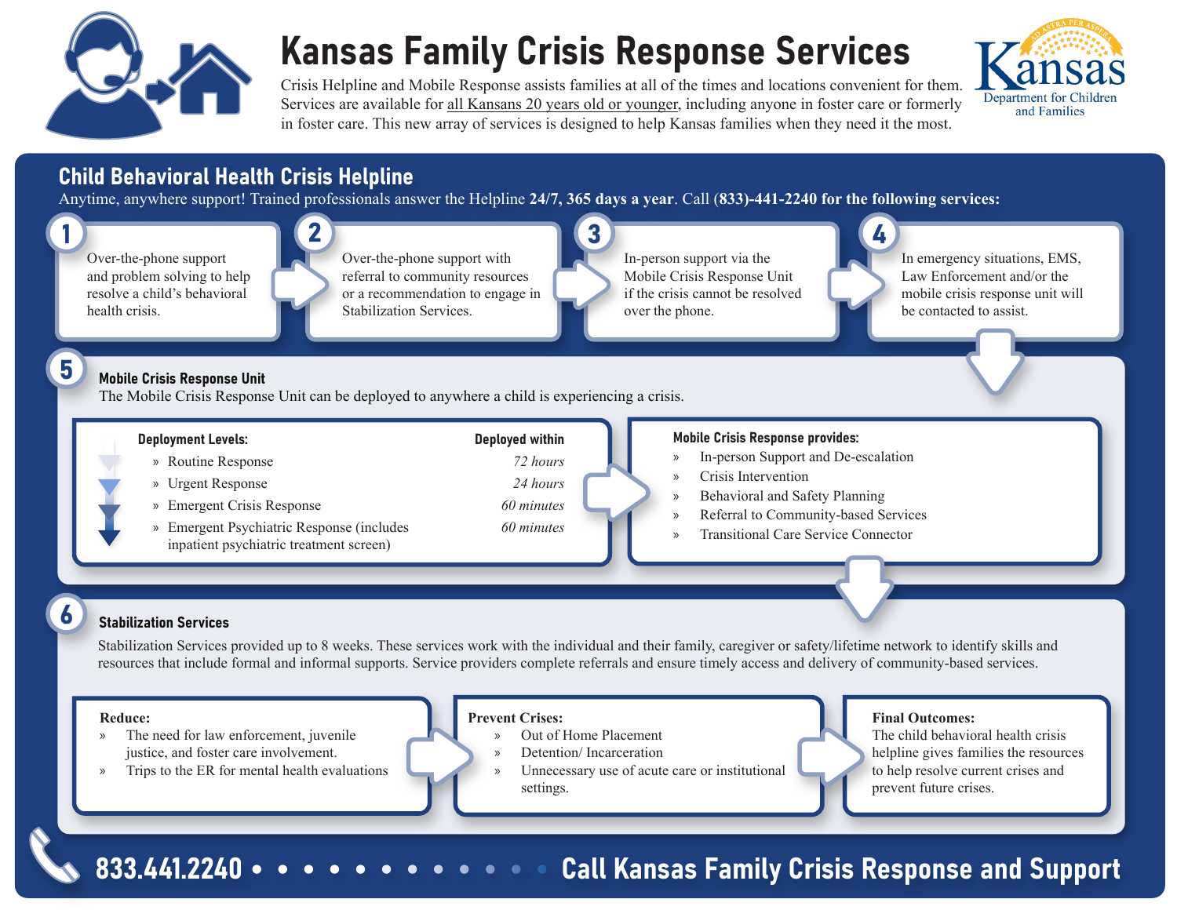# Kansas Family Crisis Response Services

Crisis Helpline and Mobile Response assists families at all of the times and locations convenient for them. Services are available for all Kansans 20 years old or younger, including anyone in foster care or formerly in foster care. This new array of services is designed to help Kansas families when they need it the most.

Kansas Department for Children and Families

## Child Behavioral Health Crisis Helpline

Anytime, anywhere support! Trained professionals answer the Helpline **24/7, 365 days a year**. Call **(833)-441-2240 for the following services:**

1. Over-the-phone support and problem solving to help resolve a child's behavioral health crisis.
2. Over-the-phone support with referral to community resources or a recommendation to engage in Stabilization Services.
3. In-person support via the Mobile Crisis Response Unit if the crisis cannot be resolved over the phone.
4. In emergency situations, EMS, Law Enforcement and/or the mobile crisis response unit will be contacted to assist.

### 5 Mobile Crisis Response Unit

The Mobile Crisis Response Unit can be deployed to anywhere a child is experiencing a crisis.

| Deployment Levels: | Deployed within |
|---|---|
| Routine Response | *72 hours* |
| Urgent Response | *24 hours* |
| Emergent Crisis Response | *60 minutes* |
| Emergent Psychiatric Response (includes inpatient psychiatric treatment screen) | *60 minutes* |

**Mobile Crisis Response provides:**

- In-person Support and De-escalation
- Crisis Intervention
- Behavioral and Safety Planning
- Referral to Community-based Services
- Transitional Care Service Connector

### 6 Stabilization Services

Stabilization Services provided up to 8 weeks. These services work with the individual and their family, caregiver or safety/lifetime network to identify skills and resources that include formal and informal supports. Service providers complete referrals and ensure timely access and delivery of community-based services.

**Reduce:**

- The need for law enforcement, juvenile justice, and foster care involvement.
- Trips to the ER for mental health evaluations

**Prevent Crises:**

- Out of Home Placement
- Detention/ Incarceration
- Unnecessary use of acute care or institutional settings.

**Final Outcomes:**

The child behavioral health crisis helpline gives families the resources to help resolve current crises and prevent future crises.

**833.441.2240 • Call Kansas Family Crisis Response and Support**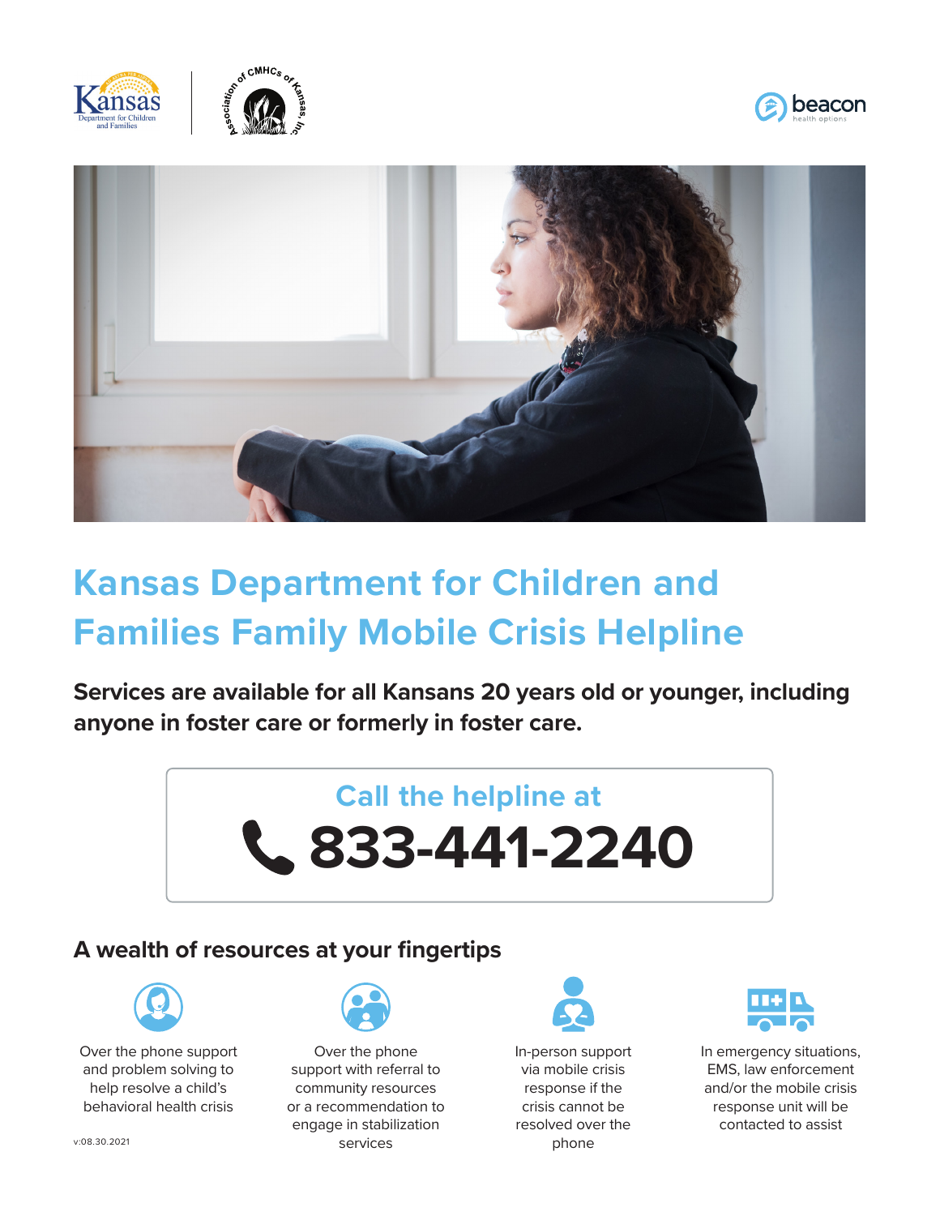# Kansas Department for Children and Families Family Mobile Crisis Helpline

**Services are available for all Kansans 20 years old or younger, including anyone in foster care or formerly in foster care.**

Call the helpline at

**833-441-2240**

## A wealth of resources at your fingertips

- Over the phone support and problem solving to help resolve a child's behavioral health crisis
- Over the phone support with referral to community resources or a recommendation to engage in stabilization services
- In-person support via mobile crisis response if the crisis cannot be resolved over the phone
- In emergency situations, EMS, law enforcement and/or the mobile crisis response unit will be contacted to assist

v:08.30.2021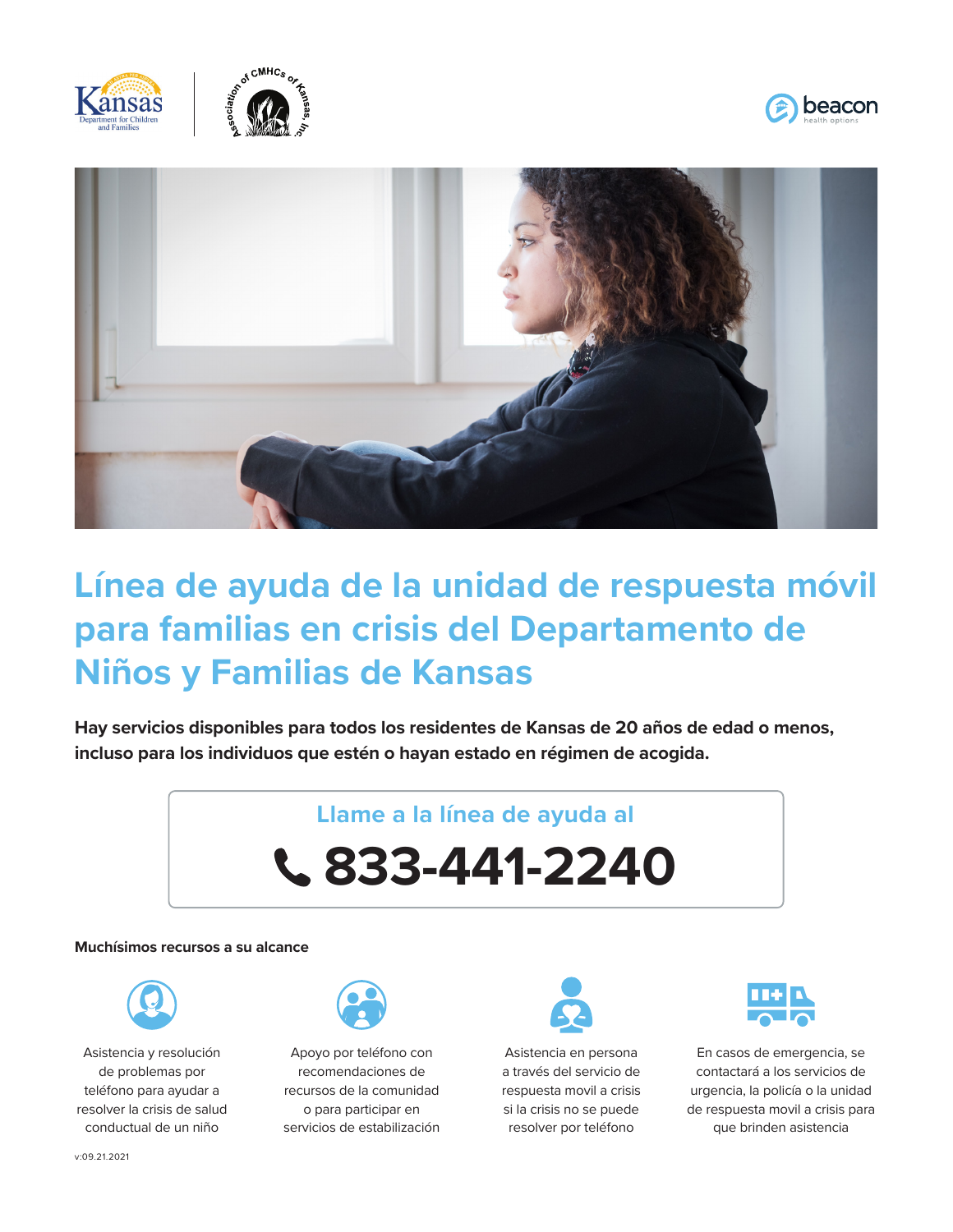# Línea de ayuda de la unidad de respuesta móvil para familias en crisis del Departamento de Niños y Familias de Kansas

**Hay servicios disponibles para todos los residentes de Kansas de 20 años de edad o menos, incluso para los individuos que estén o hayan estado en régimen de acogida.**

Llame a la línea de ayuda al

## 833-441-2240

**Muchísimos recursos a su alcance**

Asistencia y resolución de problemas por teléfono para ayudar a resolver la crisis de salud conductual de un niño

Apoyo por teléfono con recomendaciones de recursos de la comunidad o para participar en servicios de estabilización

Asistencia en persona a través del servicio de respuesta movil a crisis si la crisis no se puede resolver por teléfono

En casos de emergencia, se contactará a los servicios de urgencia, la policía o la unidad de respuesta movil a crisis para que brinden asistencia

v:09.21.2021